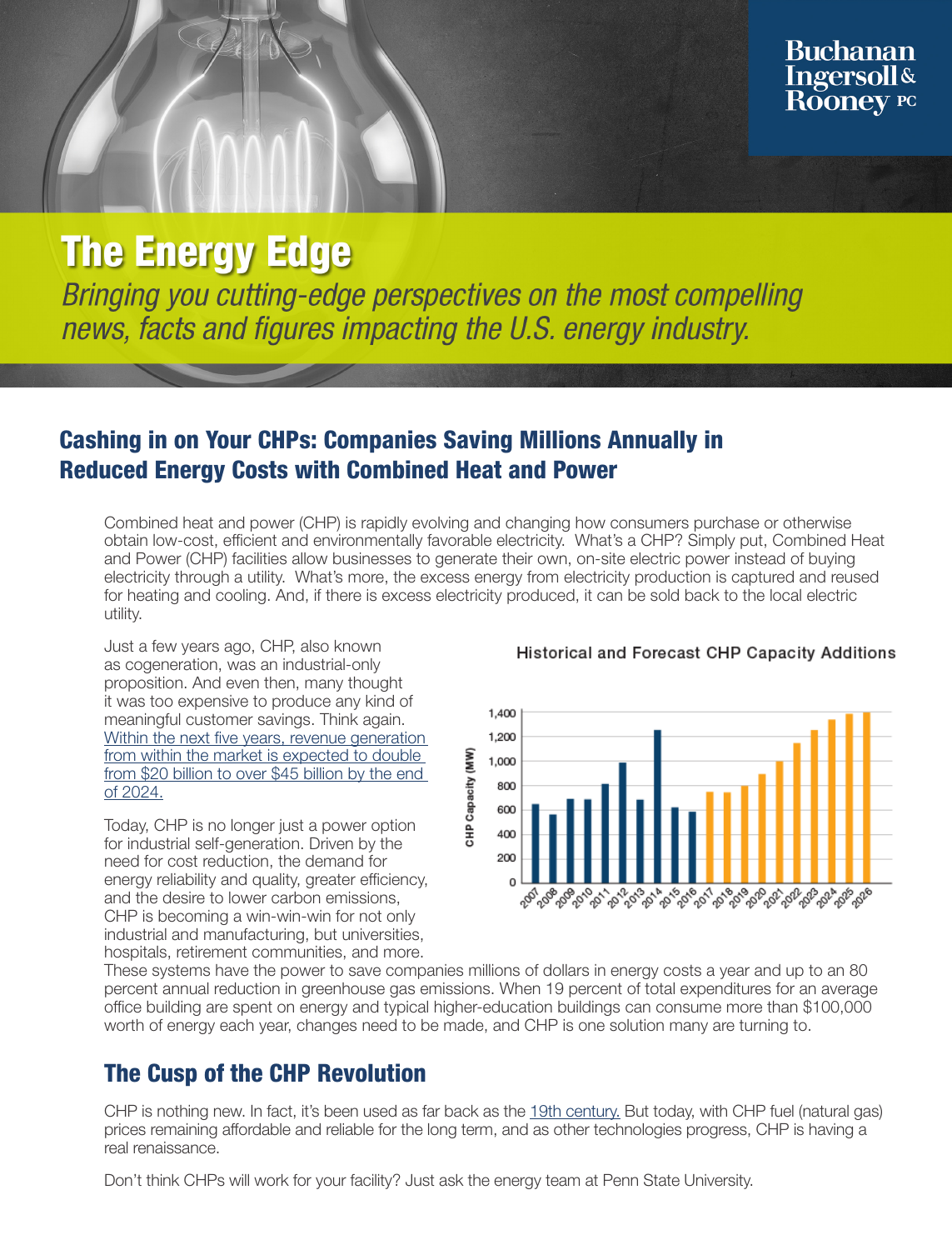Buchanan Ingersoll & Rooney PC

# The Energy Edge

*Bringing you cutting-edge perspectives on the most compelling news, facts and figures impacting the U.S. energy industry.*

## Cashing in on Your CHPs: Companies Saving Millions Annually in Reduced Energy Costs with Combined Heat and Power

Combined heat and power (CHP) is rapidly evolving and changing how consumers purchase or otherwise obtain low-cost, efficient and environmentally favorable electricity. What's a CHP? Simply put, Combined Heat and Power (CHP) facilities allow businesses to generate their own, on-site electric power instead of buying electricity through a utility. What's more, the excess energy from electricity production is captured and reused for heating and cooling. And, if there is excess electricity produced, it can be sold back to the local electric utility.

Just a few years ago, CHP, also known as cogeneration, was an industrial-only proposition. And even then, many thought it was too expensive to produce any kind of meaningful customer savings. Think again. Within the next five years, revenue generation from within the market is expected to double from $20 billion to over $45 billion by the end of 2024.

Historical and Forecast CHP Capacity Additions

Today, CHP is no longer just a power option for industrial self-generation. Driven by the need for cost reduction, the demand for energy reliability and quality, greater efficiency, and the desire to lower carbon emissions, CHP is becoming a win-win-win for not only industrial and manufacturing, but universities, hospitals, retirement communities, and more. These systems have the power to save companies millions of dollars in energy costs a year and up to an 80 percent annual reduction in greenhouse gas emissions. When 19 percent of total expenditures for an average office building are spent on energy and typical higher-education buildings can consume more than $100,000 worth of energy each year, changes need to be made, and CHP is one solution many are turning to.

## The Cusp of the CHP Revolution

CHP is nothing new. In fact, it's been used as far back as the 19th century. But today, with CHP fuel (natural gas) prices remaining affordable and reliable for the long term, and as other technologies progress, CHP is having a real renaissance.

Don't think CHPs will work for your facility? Just ask the energy team at Penn State University.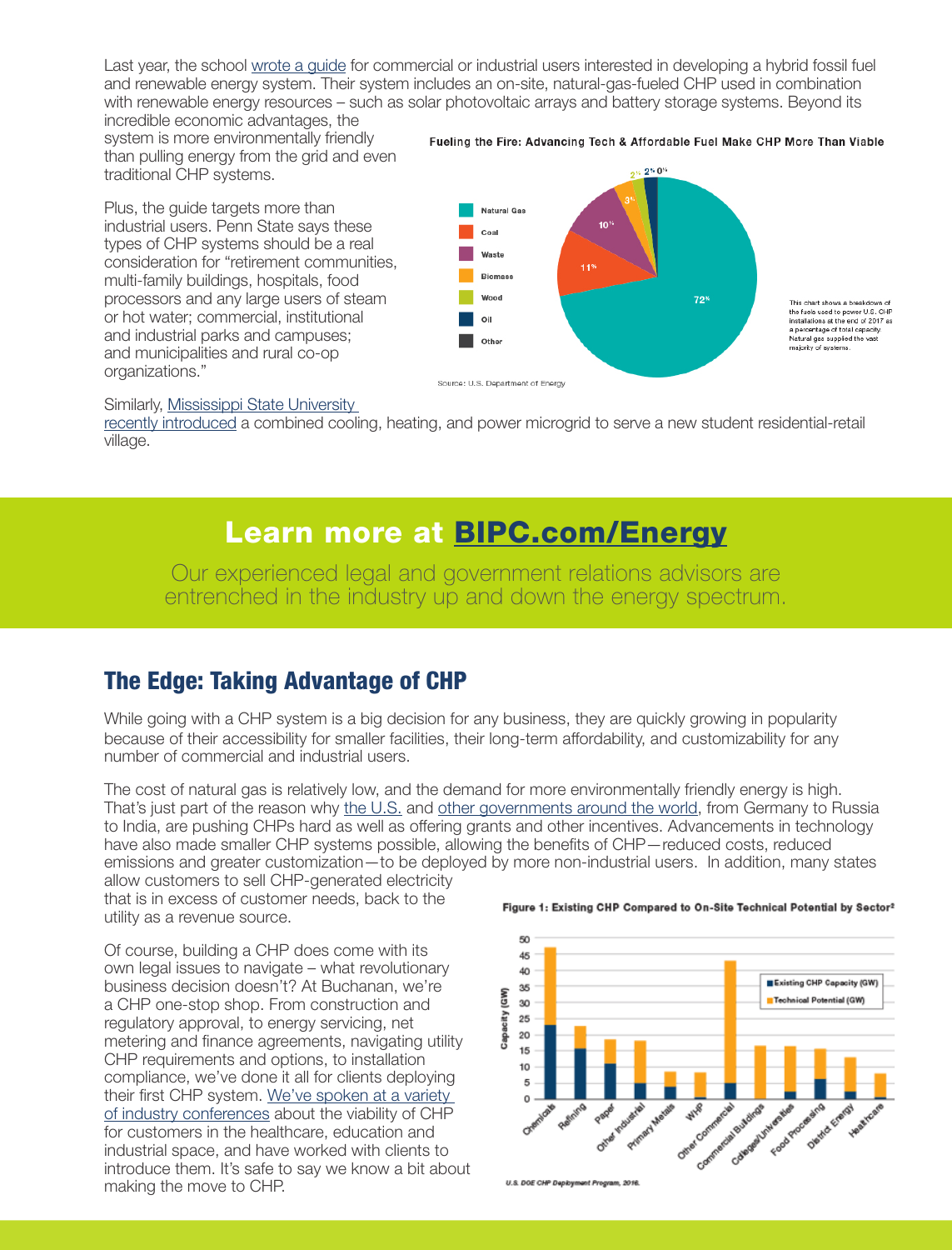Last year, the school wrote a guide for commercial or industrial users interested in developing a hybrid fossil fuel and renewable energy system. Their system includes an on-site, natural-gas-fueled CHP used in combination with renewable energy resources – such as solar photovoltaic arrays and battery storage systems. Beyond its incredible economic advantages, the system is more environmentally friendly than pulling energy from the grid and even traditional CHP systems.

Plus, the guide targets more than industrial users. Penn State says these types of CHP systems should be a real consideration for "retirement communities, multi-family buildings, hospitals, food processors and any large users of steam or hot water; commercial, institutional and industrial parks and campuses; and municipalities and rural co-op organizations."

**Fueling the Fire: Advancing Tech & Affordable Fuel Make CHP More Than Viable**

Natural Gas
Coal
Waste
Biomass
Wood
Oil
Other

72%
11%
10%
3%
2%
2%
0%

This chart shows a breakdown of the fuels used to power U.S. CHP installations at the end of 2017 as a percentage of total capacity. Natural gas supplied the vast majority of systems.

Source: U.S. Department of Energy

Similarly, Mississippi State University recently introduced a combined cooling, heating, and power microgrid to serve a new student residential-retail village.

## Learn more at BIPC.com/Energy

Our experienced legal and government relations advisors are entrenched in the industry up and down the energy spectrum.

## The Edge: Taking Advantage of CHP

While going with a CHP system is a big decision for any business, they are quickly growing in popularity because of their accessibility for smaller facilities, their long-term affordability, and customizability for any number of commercial and industrial users.

The cost of natural gas is relatively low, and the demand for more environmentally friendly energy is high. That's just part of the reason why the U.S. and other governments around the world, from Germany to Russia to India, are pushing CHPs hard as well as offering grants and other incentives. Advancements in technology have also made smaller CHP systems possible, allowing the benefits of CHP—reduced costs, reduced emissions and greater customization—to be deployed by more non-industrial users. In addition, many states allow customers to sell CHP-generated electricity that is in excess of customer needs, back to the utility as a revenue source.

Of course, building a CHP does come with its own legal issues to navigate – what revolutionary business decision doesn't? At Buchanan, we're a CHP one-stop shop. From construction and regulatory approval, to energy servicing, net metering and finance agreements, navigating utility CHP requirements and options, to installation compliance, we've done it all for clients deploying their first CHP system. We've spoken at a variety of industry conferences about the viability of CHP for customers in the healthcare, education and industrial space, and have worked with clients to introduce them. It's safe to say we know a bit about making the move to CHP.

**Figure 1: Existing CHP Compared to On-Site Technical Potential by Sector[2]**

Capacity (GW)
0
5
10
15
20
25
30
35
40
45
50

Existing CHP Capacity (GW)
Technical Potential (GW)

Chemicals
Refining
Paper
Other Industrial
Primary Metals
WWP
Other Commercial
Commercial Buildings
Colleges/Universities
Food Processing
District Energy
Healthcare

U.S. DOE CHP Deployment Program, 2016.